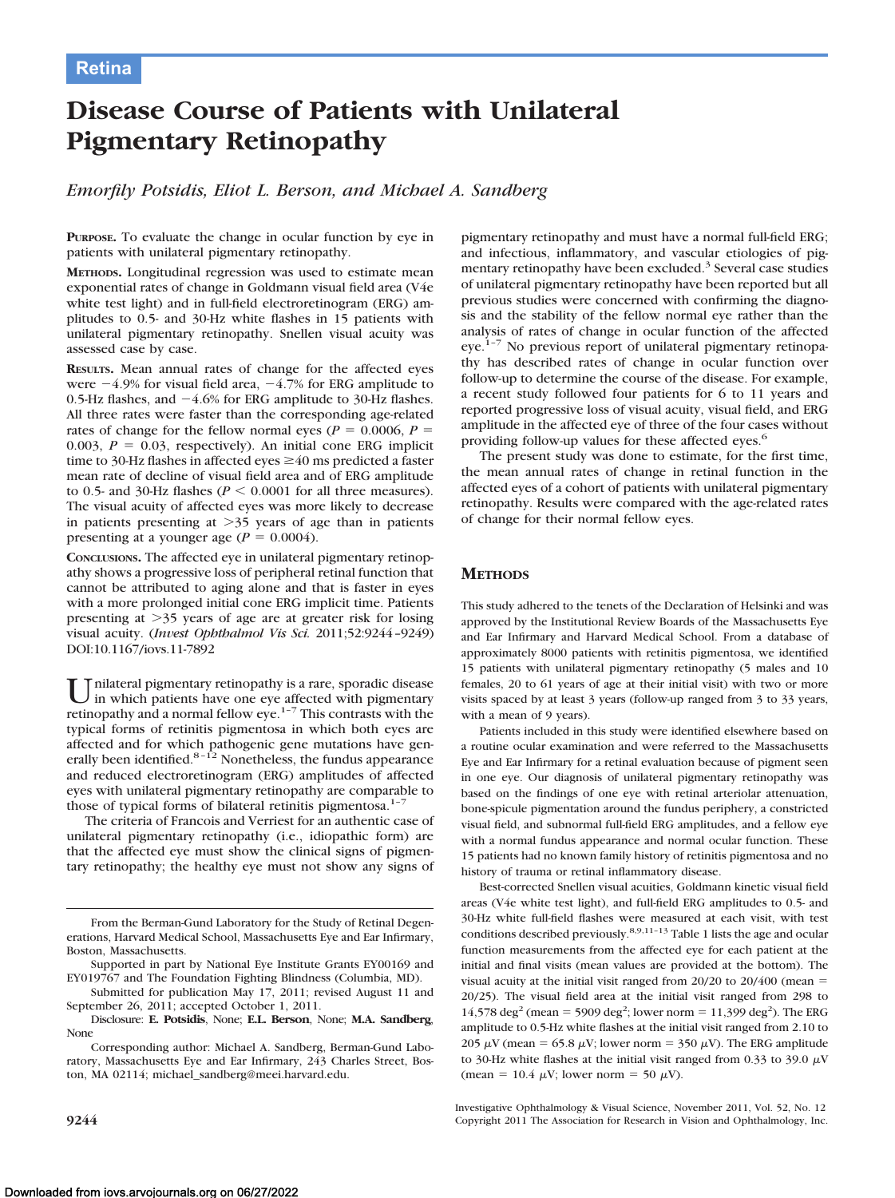Retina

# Disease Course of Patients with Unilateral Pigmentary Retinopathy

*Emorfily Potsidis, Eliot L. Berson, and Michael A. Sandberg*

**Purpose.** To evaluate the change in ocular function by eye in patients with unilateral pigmentary retinopathy.

**Methods.** Longitudinal regression was used to estimate mean exponential rates of change in Goldmann visual field area (V4e white test light) and in full-field electroretinogram (ERG) amplitudes to 0.5- and 30-Hz white flashes in 15 patients with unilateral pigmentary retinopathy. Snellen visual acuity was assessed case by case.

**Results.** Mean annual rates of change for the affected eyes were −4.9% for visual field area, −4.7% for ERG amplitude to 0.5-Hz flashes, and −4.6% for ERG amplitude to 30-Hz flashes. All three rates were faster than the corresponding age-related rates of change for the fellow normal eyes ($P = 0.0006$, $P = 0.003$, $P = 0.03$, respectively). An initial cone ERG implicit time to 30-Hz flashes in affected eyes ≥40 ms predicted a faster mean rate of decline of visual field area and of ERG amplitude to 0.5- and 30-Hz flashes ($P < 0.0001$ for all three measures). The visual acuity of affected eyes was more likely to decrease in patients presenting at >35 years of age than in patients presenting at a younger age ($P = 0.0004$).

**Conclusions.** The affected eye in unilateral pigmentary retinopathy shows a progressive loss of peripheral retinal function that cannot be attributed to aging alone and that is faster in eyes with a more prolonged initial cone ERG implicit time. Patients presenting at >35 years of age are at greater risk for losing visual acuity. (*Invest Ophthalmol Vis Sci.* 2011;52:9244–9249) DOI:10.1167/iovs.11-7892

Unilateral pigmentary retinopathy is a rare, sporadic disease in which patients have one eye affected with pigmentary retinopathy and a normal fellow eye.[1–7] This contrasts with the typical forms of retinitis pigmentosa in which both eyes are affected and for which pathogenic gene mutations have generally been identified.[8–12] Nonetheless, the fundus appearance and reduced electroretinogram (ERG) amplitudes of affected eyes with unilateral pigmentary retinopathy are comparable to those of typical forms of bilateral retinitis pigmentosa.[1–7]

The criteria of Francois and Verriest for an authentic case of unilateral pigmentary retinopathy (i.e., idiopathic form) are that the affected eye must show the clinical signs of pigmentary retinopathy; the healthy eye must not show any signs of pigmentary retinopathy and must have a normal full-field ERG; and infectious, inflammatory, and vascular etiologies of pigmentary retinopathy have been excluded.[3] Several case studies of unilateral pigmentary retinopathy have been reported but all previous studies were concerned with confirming the diagnosis and the stability of the fellow normal eye rather than the analysis of rates of change in ocular function of the affected eye.[1–7] No previous report of unilateral pigmentary retinopathy has described rates of change in ocular function over follow-up to determine the course of the disease. For example, a recent study followed four patients for 6 to 11 years and reported progressive loss of visual acuity, visual field, and ERG amplitude in the affected eye of three of the four cases without providing follow-up values for these affected eyes.[6]

The present study was done to estimate, for the first time, the mean annual rates of change in retinal function in the affected eyes of a cohort of patients with unilateral pigmentary retinopathy. Results were compared with the age-related rates of change for their normal fellow eyes.

## Methods

This study adhered to the tenets of the Declaration of Helsinki and was approved by the Institutional Review Boards of the Massachusetts Eye and Ear Infirmary and Harvard Medical School. From a database of approximately 8000 patients with retinitis pigmentosa, we identified 15 patients with unilateral pigmentary retinopathy (5 males and 10 females, 20 to 61 years of age at their initial visit) with two or more visits spaced by at least 3 years (follow-up ranged from 3 to 33 years, with a mean of 9 years).

Patients included in this study were identified elsewhere based on a routine ocular examination and were referred to the Massachusetts Eye and Ear Infirmary for a retinal evaluation because of pigment seen in one eye. Our diagnosis of unilateral pigmentary retinopathy was based on the findings of one eye with retinal arteriolar attenuation, bone-spicule pigmentation around the fundus periphery, a constricted visual field, and subnormal full-field ERG amplitudes, and a fellow eye with a normal fundus appearance and normal ocular function. These 15 patients had no known family history of retinitis pigmentosa and no history of trauma or retinal inflammatory disease.

Best-corrected Snellen visual acuities, Goldmann kinetic visual field areas (V4e white test light), and full-field ERG amplitudes to 0.5- and 30-Hz white full-field flashes were measured at each visit, with test conditions described previously.[8,9,11–13] Table 1 lists the age and ocular function measurements from the affected eye for each patient at the initial and final visits (mean values are provided at the bottom). The visual acuity at the initial visit ranged from 20/20 to 20/400 (mean = 20/25). The visual field area at the initial visit ranged from 298 to 14,578 $deg^2$ (mean = 5909 $deg^2$; lower norm = 11,399 $deg^2$). The ERG amplitude to 0.5-Hz white flashes at the initial visit ranged from 2.10 to 205 $\mu V$ (mean = 65.8 $\mu V$; lower norm = 350 $\mu V$). The ERG amplitude to 30-Hz white flashes at the initial visit ranged from 0.33 to 39.0 $\mu V$ (mean = 10.4 $\mu V$; lower norm = 50 $\mu V$).

From the Berman-Gund Laboratory for the Study of Retinal Degenerations, Harvard Medical School, Massachusetts Eye and Ear Infirmary, Boston, Massachusetts.

Supported in part by National Eye Institute Grants EY00169 and EY019767 and The Foundation Fighting Blindness (Columbia, MD).

Submitted for publication May 17, 2011; revised August 11 and September 26, 2011; accepted October 1, 2011.

Disclosure: **E. Potsidis**, None; **E.L. Berson**, None; **M.A. Sandberg**, None

Corresponding author: Michael A. Sandberg, Berman-Gund Laboratory, Massachusetts Eye and Ear Infirmary, 243 Charles Street, Boston, MA 02114; michael_sandberg@meei.harvard.edu.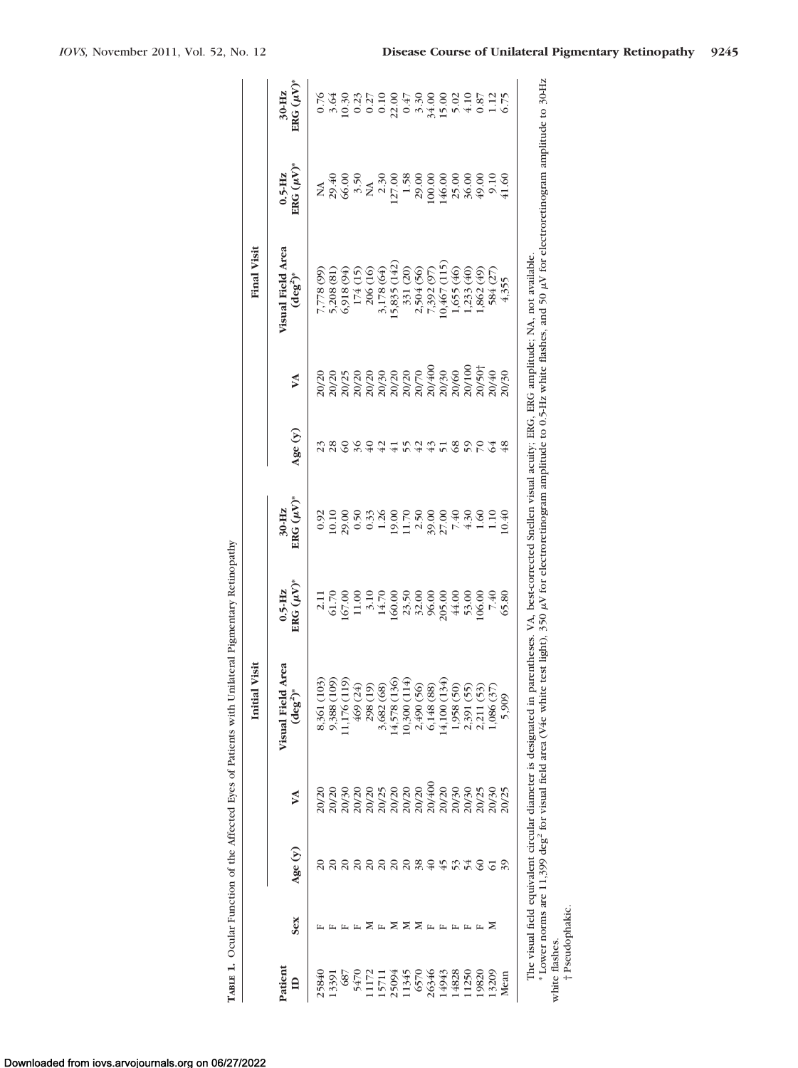**TABLE 1.** Ocular Function of the Affected Eyes of Patients with Unilateral Pigmentary Retinopathy

| Patient ID | Sex | Initial Visit | | | | | Final Visit | | | | |
|---|---|---|---|---|---|---|---|---|---|---|---|
| | | Age (y) | VA | Visual Field Area (deg²)* | 0.5-Hz ERG (μV)* | 30-Hz ERG (μV)* | Age (y) | VA | Visual Field Area (deg²)* | 0.5-Hz ERG (μV)* | 30-Hz ERG (μV)* |
| 25840 | F | 20 | 20/20 | 8,361 (103) | 2.11 | 0.92 | 23 | 20/20 | 7,778 (99) | NA | 0.76 |
| 13391 | F | 20 | 20/20 | 9,388 (109) | 61.70 | 10.10 | 28 | 20/20 | 5,208 (81) | 29.40 | 3.64 |
| 687 | F | 20 | 20/30 | 11,176 (119) | 167.00 | 29.00 | 60 | 20/25 | 6,918 (94) | 66.00 | 10.30 |
| 5470 | F | 20 | 20/20 | 469 (24) | 11.00 | 0.50 | 36 | 20/20 | 174 (15) | 3.50 | 0.23 |
| 11172 | M | 20 | 20/20 | 298 (19) | 3.10 | 0.33 | 40 | 20/20 | 206 (16) | NA | 0.27 |
| 15711 | F | 20 | 20/25 | 3,682 (68) | 14.70 | 1.26 | 42 | 20/30 | 3,178 (64) | 2.30 | 0.10 |
| 25094 | M | 20 | 20/20 | 14,578 (136) | 160.00 | 19.00 | 41 | 20/20 | 15,835 (142) | 127.00 | 22.00 |
| 11345 | M | 20 | 20/20 | 10,300 (114) | 23.50 | 11.70 | 55 | 20/20 | 331 (20) | 1.58 | 0.47 |
| 6570 | M | 38 | 20/20 | 2,490 (56) | 32.00 | 2.50 | 42 | 20/70 | 2,504 (56) | 29.00 | 3.30 |
| 26346 | F | 40 | 20/400 | 6,148 (88) | 96.00 | 39.00 | 43 | 20/400 | 7,392 (97) | 100.00 | 34.00 |
| 14943 | F | 45 | 20/20 | 14,100 (134) | 205.00 | 27.00 | 51 | 20/30 | 10,467 (115) | 146.00 | 15.00 |
| 14828 | F | 53 | 20/30 | 1,958 (50) | 44.00 | 7.40 | 68 | 20/60 | 1,655 (46) | 25.00 | 5.02 |
| 11250 | F | 54 | 20/30 | 2,391 (55) | 53.00 | 4.30 | 59 | 20/100 | 1,233 (40) | 36.00 | 4.10 |
| 19820 | F | 60 | 20/25 | 2,211 (53) | 106.00 | 1.60 | 70 | 20/50† | 1,862 (49) | 49.00 | 0.87 |
| 13209 | M | 61 | 20/30 | 1,086 (37) | 7.40 | 1.10 | 64 | 20/40 | 584 (27) | 9.10 | 1.12 |
| Mean | | 39 | 20/25 | 5,909 | 65.80 | 10.40 | 48 | 20/30 | 4,355 | 41.60 | 6.75 |

The visual field equivalent circular diameter is designated in parentheses. VA, best-corrected Snellen visual acuity; ERG, ERG amplitude; NA, not available.

\* Lower norms are 11,399 deg² for visual field area (V4e white test light), 350 μV for electroretinogram amplitude to 0.5-Hz white flashes, and 50 μV for electroretinogram amplitude to 30-Hz white flashes.

† Pseudophakic.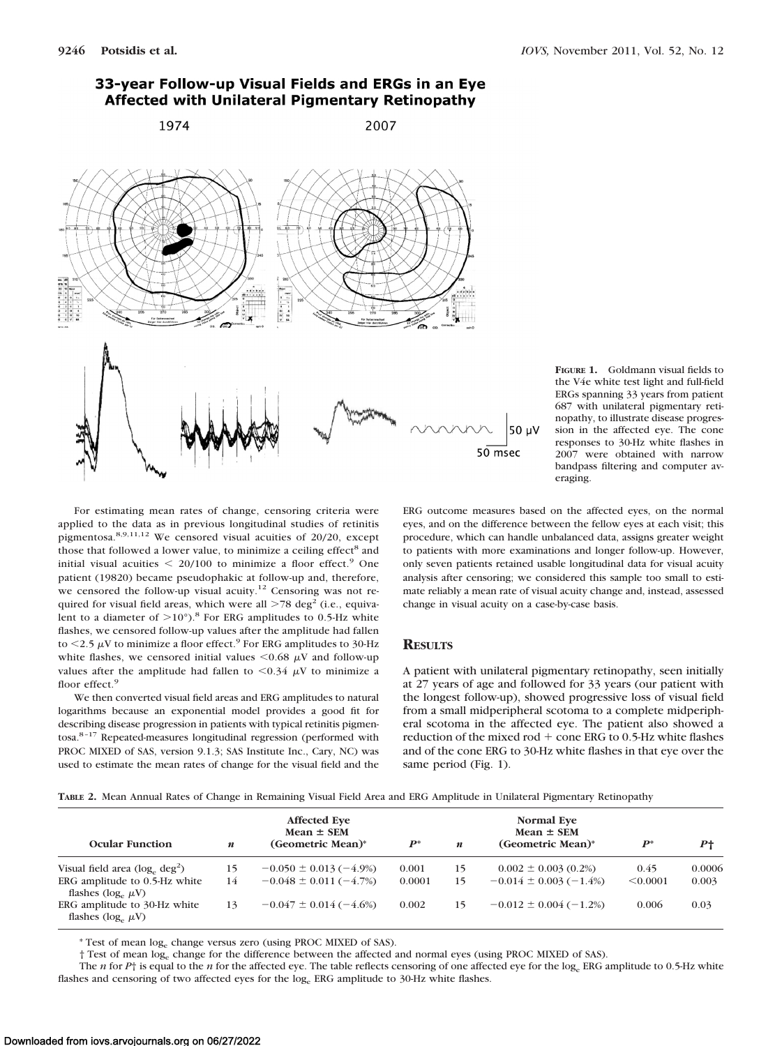**FIGURE 1.** Goldmann visual fields to the V4e white test light and full-field ERGs spanning 33 years from patient 687 with unilateral pigmentary retinopathy, to illustrate disease progression in the affected eye. The cone responses to 30-Hz white flashes in 2007 were obtained with narrow bandpass filtering and computer averaging.

For estimating mean rates of change, censoring criteria were applied to the data as in previous longitudinal studies of retinitis pigmentosa.[8,9,11,12] We censored visual acuities of 20/20, except those that followed a lower value, to minimize a ceiling effect[8] and initial visual acuities < 20/100 to minimize a floor effect.[9] One patient (19820) became pseudophakic at follow-up and, therefore, we censored the follow-up visual acuity.[12] Censoring was not required for visual field areas, which were all $>78$ deg$^2$ (i.e., equivalent to a diameter of $>10°$).[8] For ERG amplitudes to 0.5-Hz white flashes, we censored follow-up values after the amplitude had fallen to $<2.5$ µV to minimize a floor effect.[9] For ERG amplitudes to 30-Hz white flashes, we censored initial values $<0.68$ µV and follow-up values after the amplitude had fallen to $<0.34$ µV to minimize a floor effect.[9]

We then converted visual field areas and ERG amplitudes to natural logarithms because an exponential model provides a good fit for describing disease progression in patients with typical retinitis pigmentosa.[8–17] Repeated-measures longitudinal regression (performed with PROC MIXED of SAS, version 9.1.3; SAS Institute Inc., Cary, NC) was used to estimate the mean rates of change for the visual field and the ERG outcome measures based on the affected eyes, on the normal eyes, and on the difference between the fellow eyes at each visit; this procedure, which can handle unbalanced data, assigns greater weight to patients with more examinations and longer follow-up. However, only seven patients retained usable longitudinal data for visual acuity analysis after censoring; we considered this sample too small to estimate reliably a mean rate of visual acuity change and, instead, assessed change in visual acuity on a case-by-case basis.

## RESULTS

A patient with unilateral pigmentary retinopathy, seen initially at 27 years of age and followed for 33 years (our patient with the longest follow-up), showed progressive loss of visual field from a small midperipheral scotoma to a complete midperipheral scotoma in the affected eye. The patient also showed a reduction of the mixed rod + cone ERG to 0.5-Hz white flashes and of the cone ERG to 30-Hz white flashes in that eye over the same period (Fig. 1).

**TABLE 2.** Mean Annual Rates of Change in Remaining Visual Field Area and ERG Amplitude in Unilateral Pigmentary Retinopathy

| Ocular Function | *n* | Affected Eye Mean ± SEM (Geometric Mean)* | *P** | *n* | Normal Eye Mean ± SEM (Geometric Mean)* | *P** | *P*† |
|---|---|---|---|---|---|---|---|
| Visual field area ($\log_e$ deg$^2$) | 15 | −0.050 ± 0.013 (−4.9%) | 0.001 | 15 | 0.002 ± 0.003 (0.2%) | 0.45 | 0.0006 |
| ERG amplitude to 0.5-Hz white flashes ($\log_e$ µV) | 14 | −0.048 ± 0.011 (−4.7%) | 0.0001 | 15 | −0.014 ± 0.003 (−1.4%) | <0.0001 | 0.003 |
| ERG amplitude to 30-Hz white flashes ($\log_e$ µV) | 13 | −0.047 ± 0.014 (−4.6%) | 0.002 | 15 | −0.012 ± 0.004 (−1.2%) | 0.006 | 0.03 |

\* Test of mean $\log_e$ change versus zero (using PROC MIXED of SAS).

† Test of mean $\log_e$ change for the difference between the affected and normal eyes (using PROC MIXED of SAS).

The *n* for *P*† is equal to the *n* for the affected eye. The table reflects censoring of one affected eye for the $\log_e$ ERG amplitude to 0.5-Hz white flashes and censoring of two affected eyes for the $\log_e$ ERG amplitude to 30-Hz white flashes.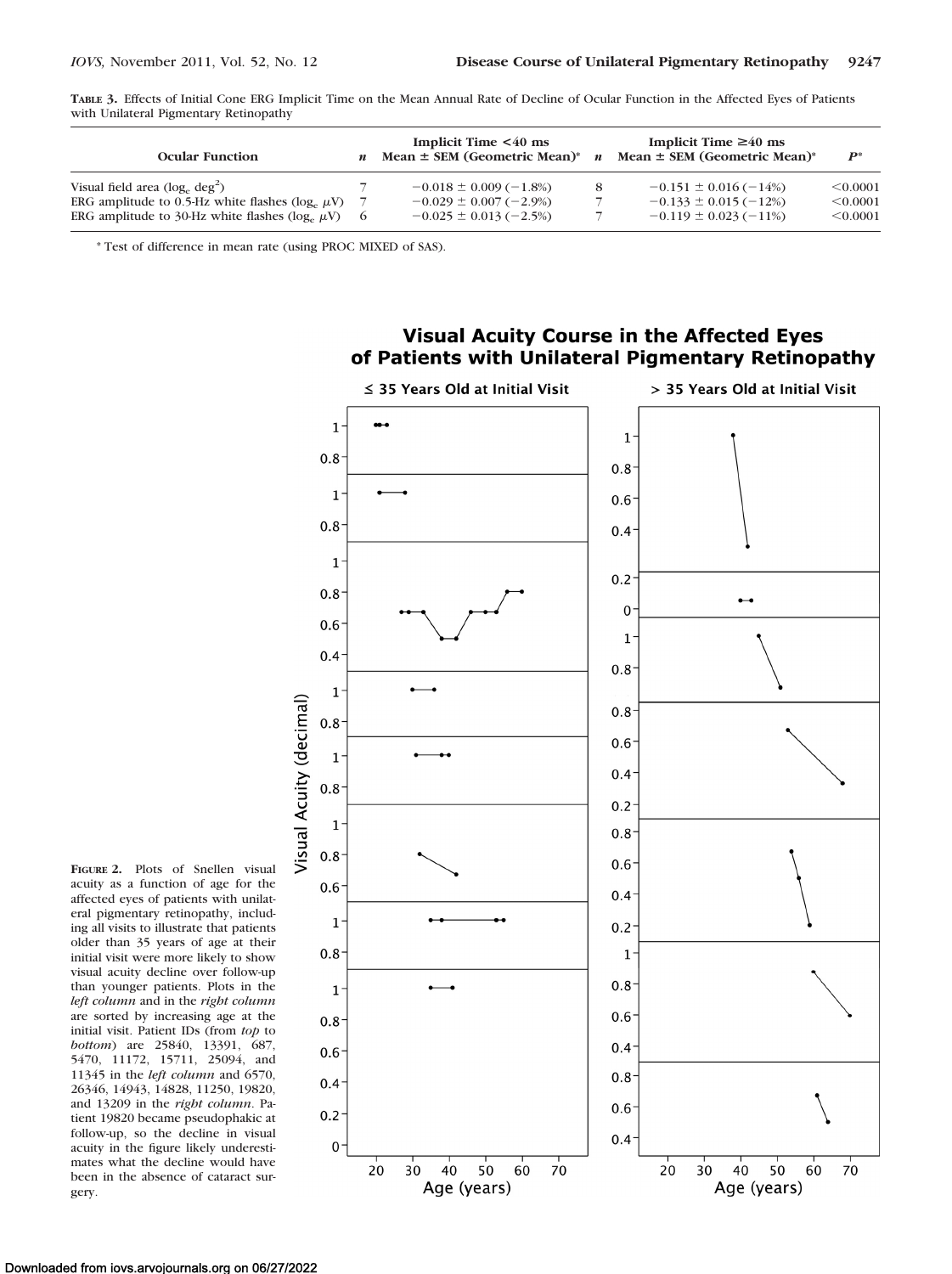**TABLE 3.** Effects of Initial Cone ERG Implicit Time on the Mean Annual Rate of Decline of Ocular Function in the Affected Eyes of Patients with Unilateral Pigmentary Retinopathy

| Ocular Function | $n$ | Implicit Time <40 ms Mean ± SEM (Geometric Mean)* | $n$ | Implicit Time ≥40 ms Mean ± SEM (Geometric Mean)* | $P$* |
|---|---|---|---|---|---|
| Visual field area ($\log_e$ deg$^2$) | 7 | −0.018 ± 0.009 (−1.8%) | 8 | −0.151 ± 0.016 (−14%) | <0.0001 |
| ERG amplitude to 0.5-Hz white flashes ($\log_e$ $\mu$V) | 7 | −0.029 ± 0.007 (−2.9%) | 7 | −0.133 ± 0.015 (−12%) | <0.0001 |
| ERG amplitude to 30-Hz white flashes ($\log_e$ $\mu$V) | 6 | −0.025 ± 0.013 (−2.5%) | 7 | −0.119 ± 0.023 (−11%) | <0.0001 |

\* Test of difference in mean rate (using PROC MIXED of SAS).

**FIGURE 2.** Plots of Snellen visual acuity as a function of age for the affected eyes of patients with unilateral pigmentary retinopathy, including all visits to illustrate that patients older than 35 years of age at their initial visit were more likely to show visual acuity decline over follow-up than younger patients. Plots in the *left column* and in the *right column* are sorted by increasing age at the initial visit. Patient IDs (from *top* to *bottom*) are 25840, 13391, 687, 5470, 11172, 15711, 25094, and 11345 in the *left column* and 6570, 26346, 14943, 14828, 11250, 19820, and 13209 in the *right column*. Patient 19820 became pseudophakic at follow-up, so the decline in visual acuity in the figure likely underestimates what the decline would have been in the absence of cataract surgery.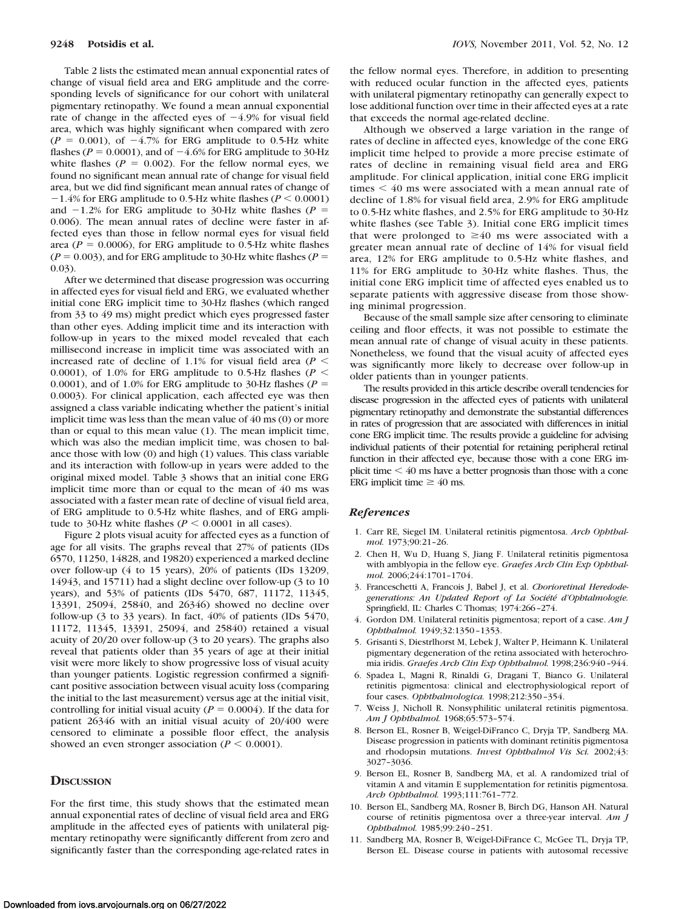Table 2 lists the estimated mean annual exponential rates of change of visual field area and ERG amplitude and the corresponding levels of significance for our cohort with unilateral pigmentary retinopathy. We found a mean annual exponential rate of change in the affected eyes of −4.9% for visual field area, which was highly significant when compared with zero ($P = 0.001$), of −4.7% for ERG amplitude to 0.5-Hz white flashes ($P = 0.0001$), and of −4.6% for ERG amplitude to 30-Hz white flashes ($P = 0.002$). For the fellow normal eyes, we found no significant mean annual rate of change for visual field area, but we did find significant mean annual rates of change of −1.4% for ERG amplitude to 0.5-Hz white flashes ($P < 0.0001$) and −1.2% for ERG amplitude to 30-Hz white flashes ($P = 0.006$). The mean annual rates of decline were faster in affected eyes than those in fellow normal eyes for visual field area ($P = 0.0006$), for ERG amplitude to 0.5-Hz white flashes ($P = 0.003$), and for ERG amplitude to 30-Hz white flashes ($P = 0.03$).

After we determined that disease progression was occurring in affected eyes for visual field and ERG, we evaluated whether initial cone ERG implicit time to 30-Hz flashes (which ranged from 33 to 49 ms) might predict which eyes progressed faster than other eyes. Adding implicit time and its interaction with follow-up in years to the mixed model revealed that each millisecond increase in implicit time was associated with an increased rate of decline of 1.1% for visual field area ($P < 0.0001$), of 1.0% for ERG amplitude to 0.5-Hz flashes ($P < 0.0001$), and of 1.0% for ERG amplitude to 30-Hz flashes ($P = 0.0003$). For clinical application, each affected eye was then assigned a class variable indicating whether the patient's initial implicit time was less than the mean value of 40 ms (0) or more than or equal to this mean value (1). The mean implicit time, which was also the median implicit time, was chosen to balance those with low (0) and high (1) values. This class variable and its interaction with follow-up in years were added to the original mixed model. Table 3 shows that an initial cone ERG implicit time more than or equal to the mean of 40 ms was associated with a faster mean rate of decline of visual field area, of ERG amplitude to 0.5-Hz white flashes, and of ERG amplitude to 30-Hz white flashes ($P < 0.0001$ in all cases).

Figure 2 plots visual acuity for affected eyes as a function of age for all visits. The graphs reveal that 27% of patients (IDs 6570, 11250, 14828, and 19820) experienced a marked decline over follow-up (4 to 15 years), 20% of patients (IDs 13209, 14943, and 15711) had a slight decline over follow-up (3 to 10 years), and 53% of patients (IDs 5470, 687, 11172, 11345, 13391, 25094, 25840, and 26346) showed no decline over follow-up (3 to 33 years). In fact, 40% of patients (IDs 5470, 11172, 11345, 13391, 25094, and 25840) retained a visual acuity of 20/20 over follow-up (3 to 20 years). The graphs also reveal that patients older than 35 years of age at their initial visit were more likely to show progressive loss of visual acuity than younger patients. Logistic regression confirmed a significant positive association between visual acuity loss (comparing the initial to the last measurement) versus age at the initial visit, controlling for initial visual acuity ($P = 0.0004$). If the data for patient 26346 with an initial visual acuity of 20/400 were censored to eliminate a possible floor effect, the analysis showed an even stronger association ($P < 0.0001$).

## Discussion

For the first time, this study shows that the estimated mean annual exponential rates of decline of visual field area and ERG amplitude in the affected eyes of patients with unilateral pigmentary retinopathy were significantly different from zero and significantly faster than the corresponding age-related rates in the fellow normal eyes. Therefore, in addition to presenting with reduced ocular function in the affected eyes, patients with unilateral pigmentary retinopathy can generally expect to lose additional function over time in their affected eyes at a rate that exceeds the normal age-related decline.

Although we observed a large variation in the range of rates of decline in affected eyes, knowledge of the cone ERG implicit time helped to provide a more precise estimate of rates of decline in remaining visual field area and ERG amplitude. For clinical application, initial cone ERG implicit times < 40 ms were associated with a mean annual rate of decline of 1.8% for visual field area, 2.9% for ERG amplitude to 0.5-Hz white flashes, and 2.5% for ERG amplitude to 30-Hz white flashes (see Table 3). Initial cone ERG implicit times that were prolonged to ≥40 ms were associated with a greater mean annual rate of decline of 14% for visual field area, 12% for ERG amplitude to 0.5-Hz white flashes, and 11% for ERG amplitude to 30-Hz white flashes. Thus, the initial cone ERG implicit time of affected eyes enabled us to separate patients with aggressive disease from those showing minimal progression.

Because of the small sample size after censoring to eliminate ceiling and floor effects, it was not possible to estimate the mean annual rate of change of visual acuity in these patients. Nonetheless, we found that the visual acuity of affected eyes was significantly more likely to decrease over follow-up in older patients than in younger patients.

The results provided in this article describe overall tendencies for disease progression in the affected eyes of patients with unilateral pigmentary retinopathy and demonstrate the substantial differences in rates of progression that are associated with differences in initial cone ERG implicit time. The results provide a guideline for advising individual patients of their potential for retaining peripheral retinal function in their affected eye, because those with a cone ERG implicit time < 40 ms have a better prognosis than those with a cone ERG implicit time ≥ 40 ms.

## References

1. Carr RE, Siegel IM. Unilateral retinitis pigmentosa. *Arch Ophthalmol.* 1973;90:21–26.
2. Chen H, Wu D, Huang S, Jiang F. Unilateral retinitis pigmentosa with amblyopia in the fellow eye. *Graefes Arch Clin Exp Ophthalmol.* 2006;244:1701–1704.
3. Franceschetti A, Francois J, Babel J, et al. *Chorioretinal Heredodegenerations: An Updated Report of La Société d'Ophtalmologie.* Springfield, IL: Charles C Thomas; 1974:266–274.
4. Gordon DM. Unilateral retinitis pigmentosa; report of a case. *Am J Ophthalmol.* 1949;32:1350–1353.
5. Grisanti S, Diestrlhorst M, Lebek J, Walter P, Heimann K. Unilateral pigmentary degeneration of the retina associated with heterochromia iridis. *Graefes Arch Clin Exp Ophthalmol.* 1998;236:940–944.
6. Spadea L, Magni R, Rinaldi G, Dragani T, Bianco G. Unilateral retinitis pigmentosa: clinical and electrophysiological report of four cases. *Ophthalmologica.* 1998;212:350–354.
7. Weiss J, Nicholl R. Nonsyphilitic unilateral retinitis pigmentosa. *Am J Ophthalmol.* 1968;65:573–574.
8. Berson EL, Rosner B, Weigel-DiFranco C, Dryja TP, Sandberg MA. Disease progression in patients with dominant retinitis pigmentosa and rhodopsin mutations. *Invest Ophthalmol Vis Sci.* 2002;43:3027–3036.
9. Berson EL, Rosner B, Sandberg MA, et al. A randomized trial of vitamin A and vitamin E supplementation for retinitis pigmentosa. *Arch Ophthalmol.* 1993;111:761–772.
10. Berson EL, Sandberg MA, Rosner B, Birch DG, Hanson AH. Natural course of retinitis pigmentosa over a three-year interval. *Am J Ophthalmol.* 1985;99:240–251.
11. Sandberg MA, Rosner B, Weigel-DiFrance C, McGee TL, Dryja TP, Berson EL. Disease course in patients with autosomal recessive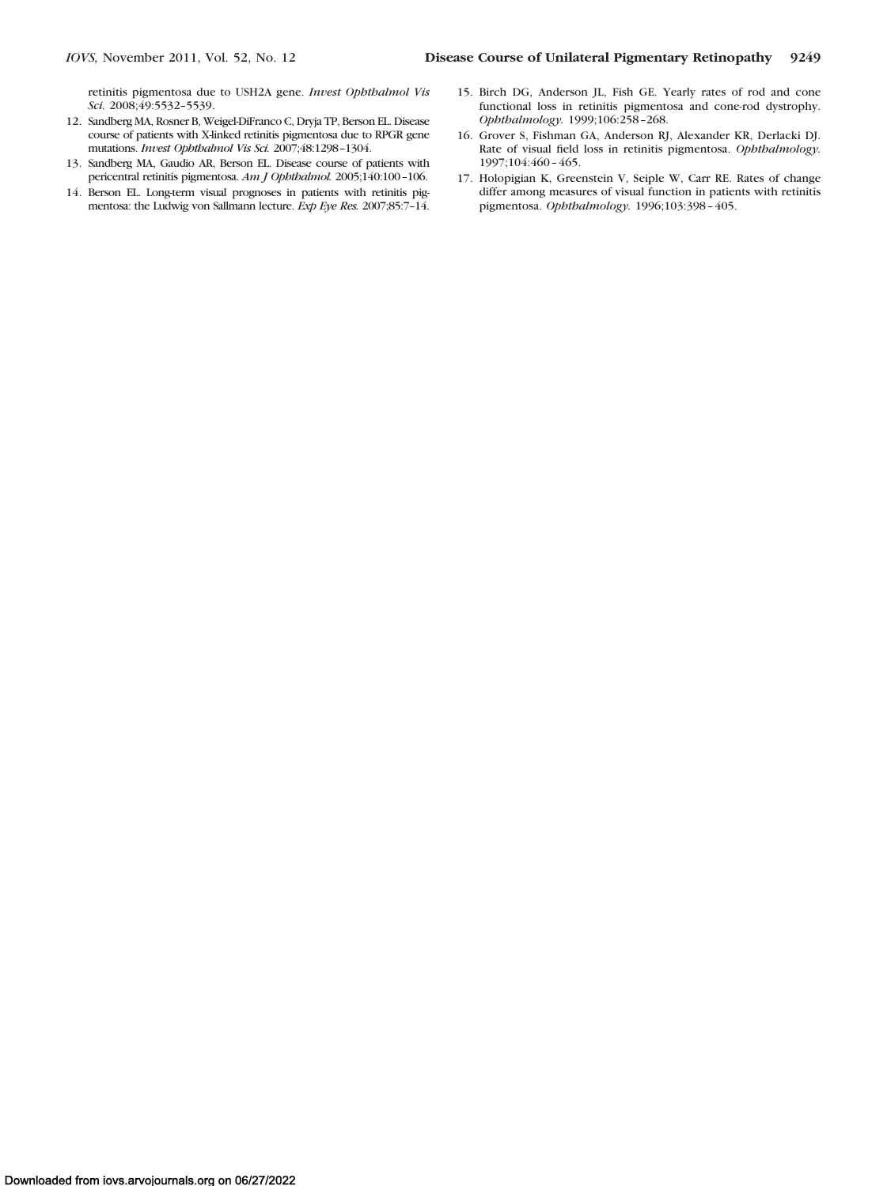retinitis pigmentosa due to USH2A gene. *Invest Ophthalmol Vis Sci.* 2008;49:5532–5539.

12. Sandberg MA, Rosner B, Weigel-DiFranco C, Dryja TP, Berson EL. Disease course of patients with X-linked retinitis pigmentosa due to RPGR gene mutations. *Invest Ophthalmol Vis Sci.* 2007;48:1298–1304.
13. Sandberg MA, Gaudio AR, Berson EL. Disease course of patients with pericentral retinitis pigmentosa. *Am J Ophthalmol.* 2005;140:100–106.
14. Berson EL. Long-term visual prognoses in patients with retinitis pigmentosa: the Ludwig von Sallmann lecture. *Exp Eye Res.* 2007;85:7–14.
15. Birch DG, Anderson JL, Fish GE. Yearly rates of rod and cone functional loss in retinitis pigmentosa and cone-rod dystrophy. *Ophthalmology.* 1999;106:258–268.
16. Grover S, Fishman GA, Anderson RJ, Alexander KR, Derlacki DJ. Rate of visual field loss in retinitis pigmentosa. *Ophthalmology.* 1997;104:460–465.
17. Holopigian K, Greenstein V, Seiple W, Carr RE. Rates of change differ among measures of visual function in patients with retinitis pigmentosa. *Ophthalmology.* 1996;103:398–405.